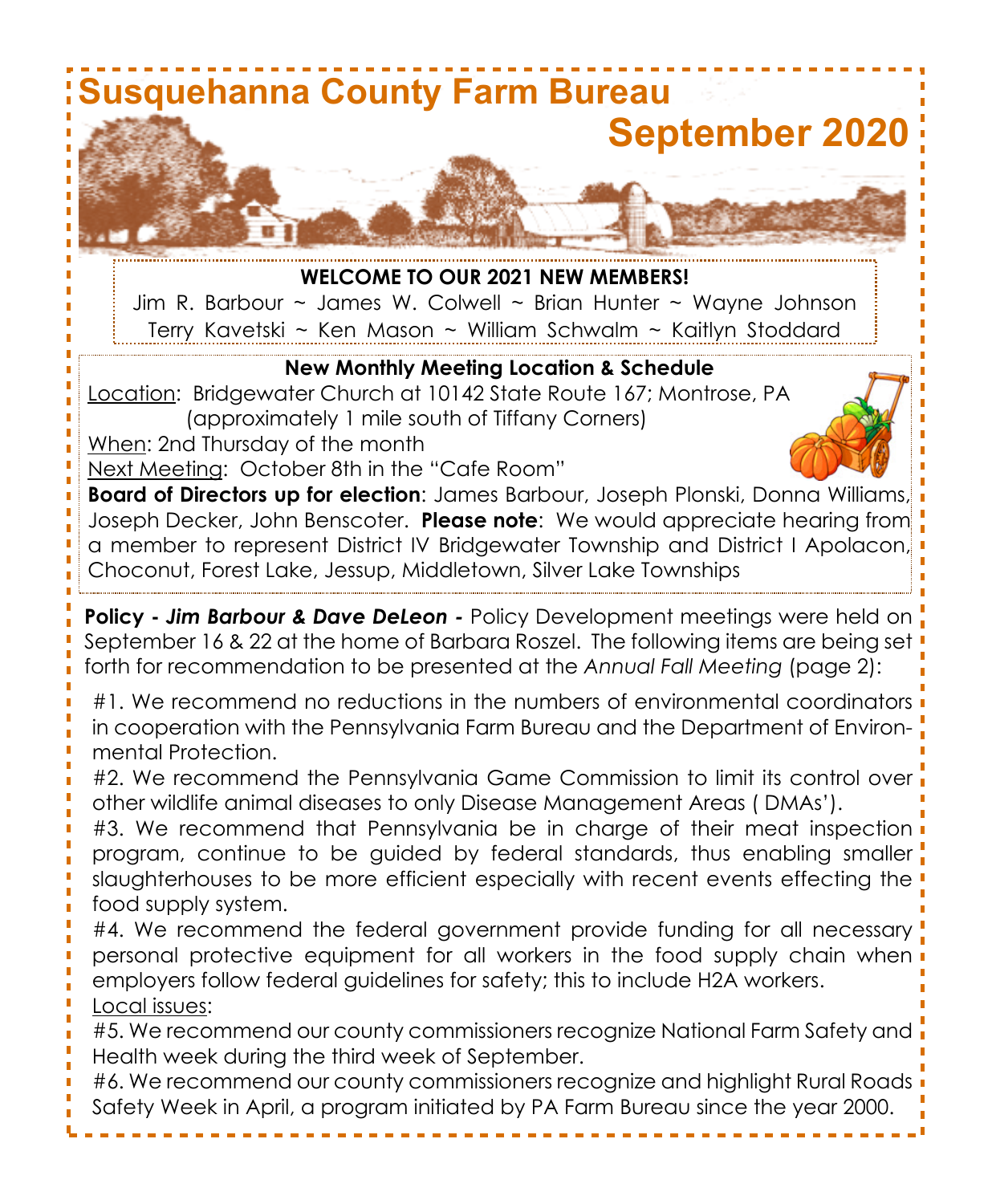# Susquehanna County Farm Bureau

## September 2020

**WELCOME TO OUR 2021 NEW MEMBERS!**

Jim R. Barbour ~ James W. Colwell ~ Brian Hunter ~ Wayne Johnson
Terry Kavetski ~ Ken Mason ~ William Schwalm ~ Kaitlyn Stoddard

**New Monthly Meeting Location & Schedule**

Location: Bridgewater Church at 10142 State Route 167; Montrose, PA (approximately 1 mile south of Tiffany Corners)

When: 2nd Thursday of the month

Next Meeting: October 8th in the "Cafe Room"

**Board of Directors up for election**: James Barbour, Joseph Plonski, Donna Williams, Joseph Decker, John Benscoter. **Please note**: We would appreciate hearing from a member to represent District IV Bridgewater Township and District I Apolacon, Choconut, Forest Lake, Jessup, Middletown, Silver Lake Townships

**Policy - *Jim Barbour & Dave DeLeon* -** Policy Development meetings were held on September 16 & 22 at the home of Barbara Roszel. The following items are being set forth for recommendation to be presented at the *Annual Fall Meeting* (page 2):

#1. We recommend no reductions in the numbers of environmental coordinators in cooperation with the Pennsylvania Farm Bureau and the Department of Environmental Protection.

#2. We recommend the Pennsylvania Game Commission to limit its control over other wildlife animal diseases to only Disease Management Areas ( DMAs').

#3. We recommend that Pennsylvania be in charge of their meat inspection program, continue to be guided by federal standards, thus enabling smaller slaughterhouses to be more efficient especially with recent events effecting the food supply system.

#4. We recommend the federal government provide funding for all necessary personal protective equipment for all workers in the food supply chain when employers follow federal guidelines for safety; this to include H2A workers.

Local issues:

#5. We recommend our county commissioners recognize National Farm Safety and Health week during the third week of September.

#6. We recommend our county commissioners recognize and highlight Rural Roads Safety Week in April, a program initiated by PA Farm Bureau since the year 2000.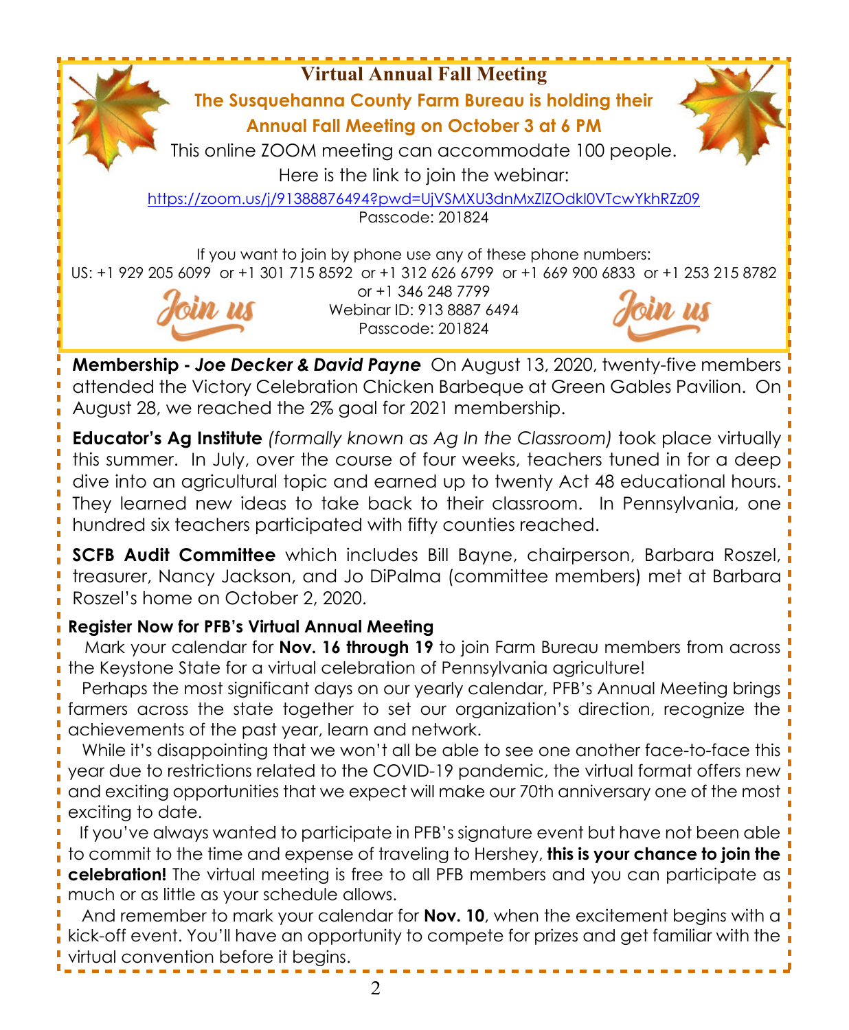## Virtual Annual Fall Meeting

**The Susquehanna County Farm Bureau is holding their Annual Fall Meeting on October 3 at 6 PM**

This online ZOOM meeting can accommodate 100 people.
Here is the link to join the webinar:

https://zoom.us/j/91388876494?pwd=UjVSMXU3dnMxZlZOdkl0VTcwYkhRZz09

Passcode: 201824

If you want to join by phone use any of these phone numbers:
US: +1 929 205 6099 or +1 301 715 8592 or +1 312 626 6799 or +1 669 900 6833 or +1 253 215 8782 or +1 346 248 7799

Webinar ID: 913 8887 6494
Passcode: 201824

Join us

**Membership - *Joe Decker & David Payne*** On August 13, 2020, twenty-five members attended the Victory Celebration Chicken Barbeque at Green Gables Pavilion. On August 28, we reached the 2% goal for 2021 membership.

**Educator's Ag Institute** *(formally known as Ag In the Classroom)* took place virtually this summer. In July, over the course of four weeks, teachers tuned in for a deep dive into an agricultural topic and earned up to twenty Act 48 educational hours. They learned new ideas to take back to their classroom. In Pennsylvania, one hundred six teachers participated with fifty counties reached.

**SCFB Audit Committee** which includes Bill Bayne, chairperson, Barbara Roszel, treasurer, Nancy Jackson, and Jo DiPalma (committee members) met at Barbara Roszel's home on October 2, 2020.

**Register Now for PFB's Virtual Annual Meeting**

Mark your calendar for **Nov. 16 through 19** to join Farm Bureau members from across the Keystone State for a virtual celebration of Pennsylvania agriculture!

Perhaps the most significant days on our yearly calendar, PFB's Annual Meeting brings farmers across the state together to set our organization's direction, recognize the achievements of the past year, learn and network.

While it's disappointing that we won't all be able to see one another face-to-face this year due to restrictions related to the COVID-19 pandemic, the virtual format offers new and exciting opportunities that we expect will make our 70th anniversary one of the most exciting to date.

If you've always wanted to participate in PFB's signature event but have not been able to commit to the time and expense of traveling to Hershey, **this is your chance to join the celebration!** The virtual meeting is free to all PFB members and you can participate as much or as little as your schedule allows.

And remember to mark your calendar for **Nov. 10**, when the excitement begins with a kick-off event. You'll have an opportunity to compete for prizes and get familiar with the virtual convention before it begins.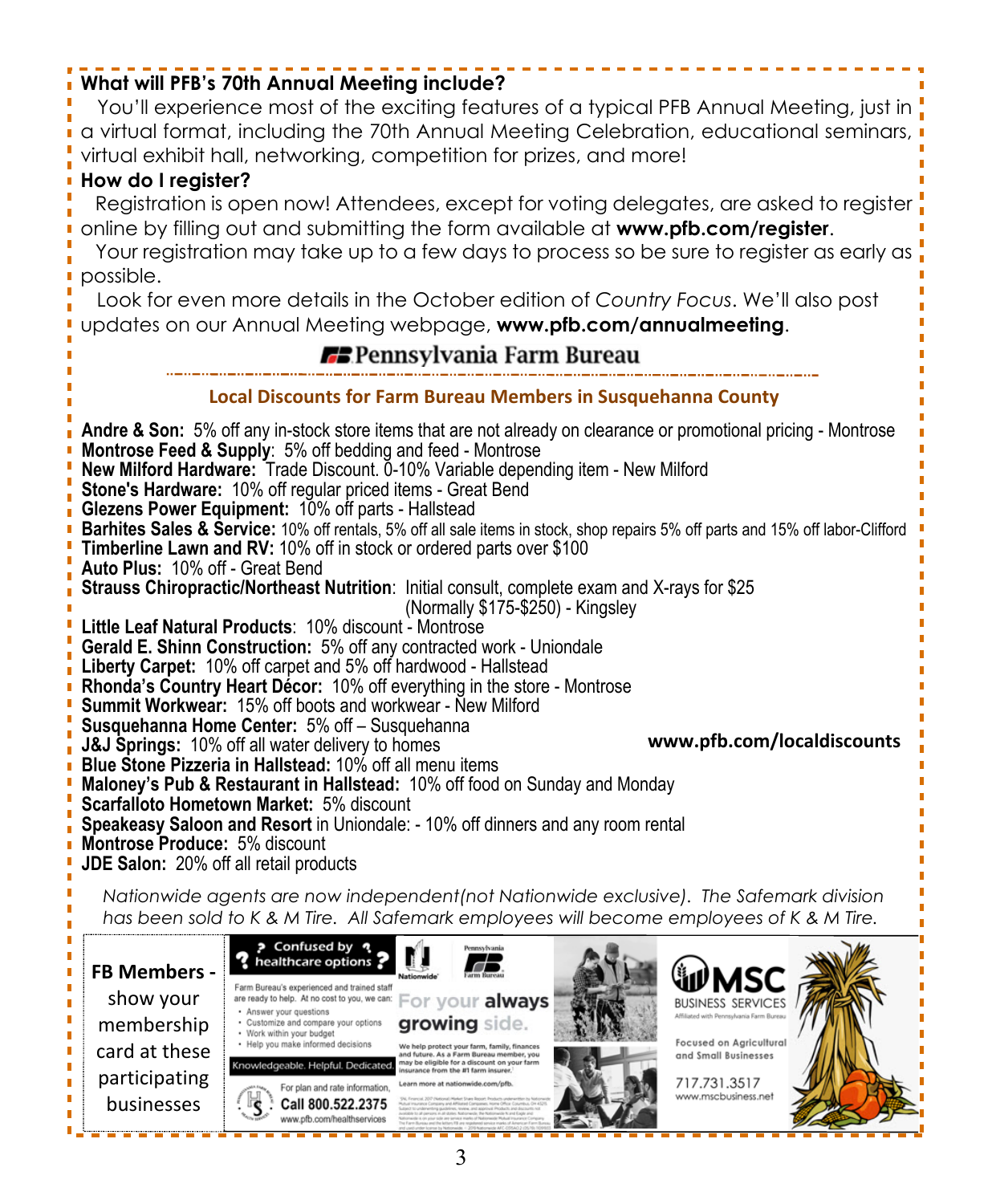**What will PFB's 70th Annual Meeting include?**

You'll experience most of the exciting features of a typical PFB Annual Meeting, just in a virtual format, including the 70th Annual Meeting Celebration, educational seminars, virtual exhibit hall, networking, competition for prizes, and more!

**How do I register?**

Registration is open now! Attendees, except for voting delegates, are asked to register online by filling out and submitting the form available at **www.pfb.com/register**.

Your registration may take up to a few days to process so be sure to register as early as possible.

Look for even more details in the October edition of *Country Focus*. We'll also post updates on our Annual Meeting webpage, **www.pfb.com/annualmeeting**.

Pennsylvania Farm Bureau

## Local Discounts for Farm Bureau Members in Susquehanna County

**Andre & Son:** 5% off any in-stock store items that are not already on clearance or promotional pricing - Montrose
**Montrose Feed & Supply**: 5% off bedding and feed - Montrose
**New Milford Hardware:** Trade Discount. 0-10% Variable depending item - New Milford
**Stone's Hardware:** 10% off regular priced items - Great Bend
**Glezens Power Equipment:** 10% off parts - Hallstead
**Barhites Sales & Service:** 10% off rentals, 5% off all sale items in stock, shop repairs 5% off parts and 15% off labor-Clifford
**Timberline Lawn and RV:** 10% off in stock or ordered parts over $100
**Auto Plus:** 10% off - Great Bend
**Strauss Chiropractic/Northeast Nutrition**: Initial consult, complete exam and X-rays for $25 (Normally $175-$250) - Kingsley
**Little Leaf Natural Products**: 10% discount - Montrose
**Gerald E. Shinn Construction:** 5% off any contracted work - Uniondale
**Liberty Carpet:** 10% off carpet and 5% off hardwood - Hallstead
**Rhonda's Country Heart Décor:** 10% off everything in the store - Montrose
**Summit Workwear:** 15% off boots and workwear - New Milford
**Susquehanna Home Center:** 5% off – Susquehanna
**J&J Springs:** 10% off all water delivery to homes
**Blue Stone Pizzeria in Hallstead:** 10% off all menu items
**Maloney's Pub & Restaurant in Hallstead:** 10% off food on Sunday and Monday
**Scarfalloto Hometown Market:** 5% discount
**Speakeasy Saloon and Resort** in Uniondale: - 10% off dinners and any room rental
**Montrose Produce:** 5% discount
**JDE Salon:** 20% off all retail products

**www.pfb.com/localdiscounts**

*Nationwide agents are now independent(not Nationwide exclusive). The Safemark division has been sold to K & M Tire. All Safemark employees will become employees of K & M Tire.*

**FB Members -** show your membership card at these participating businesses

**Confused by healthcare options?**

Farm Bureau's experienced and trained staff are ready to help. At no cost to you, we can:

- Answer your questions
- Customize and compare your options
- Work within your budget
- Help you make informed decisions

Knowledgeable. Helpful. Dedicated.

For plan and rate information, **Call 800.522.2375**
www.pfb.com/healthservices

Nationwide | Pennsylvania Farm Bureau

For your **always growing** side.

We help protect your farm, family, finances and future. As a Farm Bureau member, you may be eligible for a discount on your farm insurance from the #1 farm insurer.

Learn more at nationwide.com/pfb.

**MSC** BUSINESS SERVICES
Affiliated with Pennsylvania Farm Bureau

Focused on Agricultural and Small Businesses

717.731.3517
www.mscbusiness.net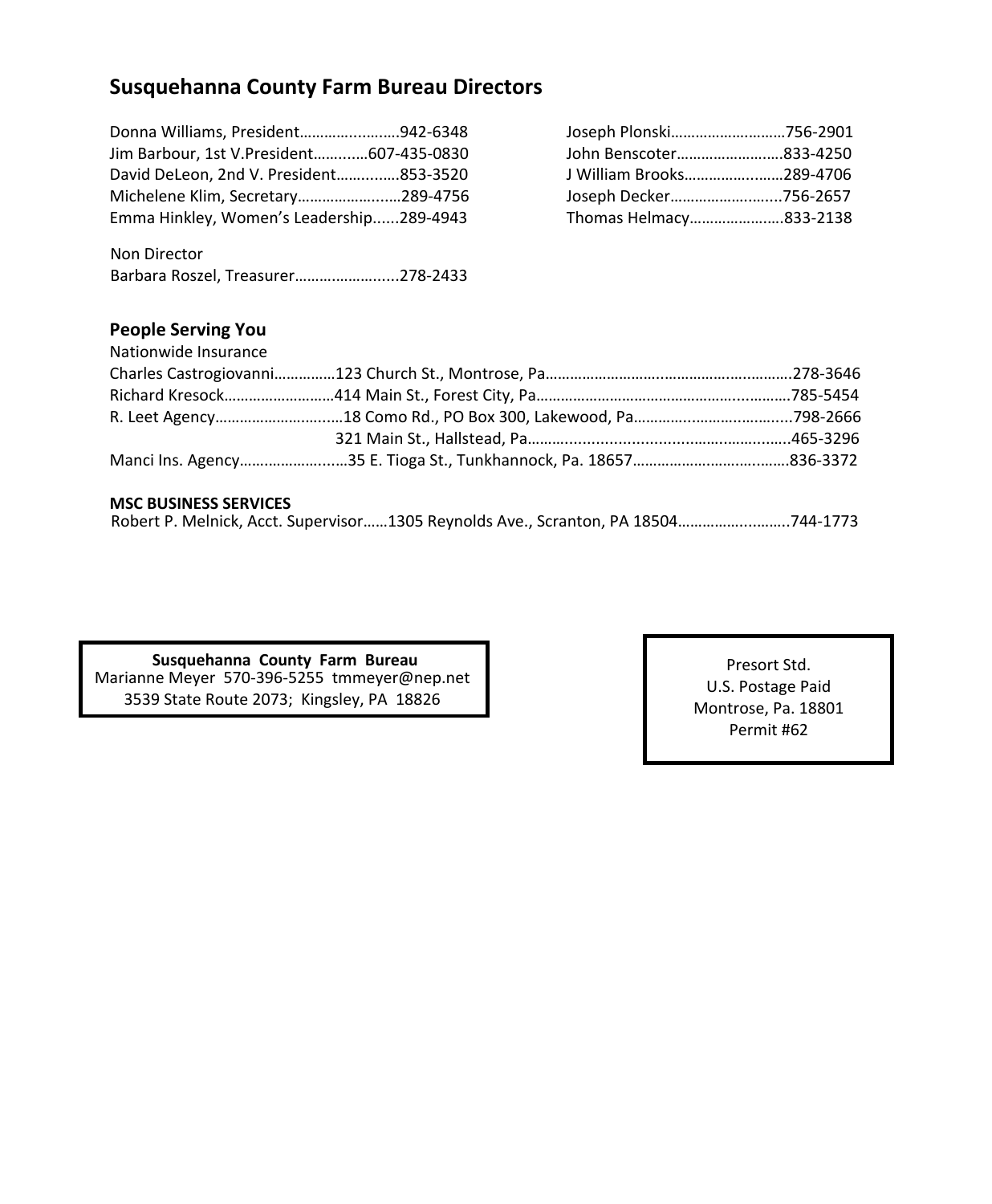## Susquehanna County Farm Bureau Directors

Donna Williams, President……….……….942-6348
Jim Barbour, 1st V.President……..…607-435-0830
David DeLeon, 2nd V. President…….…...853-3520
Michelene Klim, Secretary……………….…..289-4756
Emma Hinkley, Women's Leadership......289-4943

Joseph Plonski………………………756-2901
John Benscoter…………………….833-4250
J William Brooks…………….……289-4706
Joseph Decker…………………....756-2657
Thomas Helmacy………………….833-2138

Non Director
Barbara Roszel, Treasurer…………………....278-2433

## People Serving You

Nationwide Insurance

Charles Castrogiovanni……………123 Church St., Montrose, Pa………………………………………….278-3646
Richard Kresock………………………414 Main St., Forest City, Pa…………………………………………785-5454
R. Leet Agency………………………….18 Como Rd., PO Box 300, Lakewood, Pa…………………………....798-2666
321 Main St., Hallstead, Pa………………………………………………….465-3296
Manci Ins. Agency……………………35 E. Tioga St., Tunkhannock, Pa. 18657……………………………836-3372

**MSC BUSINESS SERVICES**

Robert P. Melnick, Acct. Supervisor……1305 Reynolds Ave., Scranton, PA 18504………………………744-1773

**Susquehanna County Farm Bureau**
Marianne Meyer 570-396-5255 tmmeyer@nep.net
3539 State Route 2073; Kingsley, PA 18826

Presort Std.
U.S. Postage Paid
Montrose, Pa. 18801
Permit #62